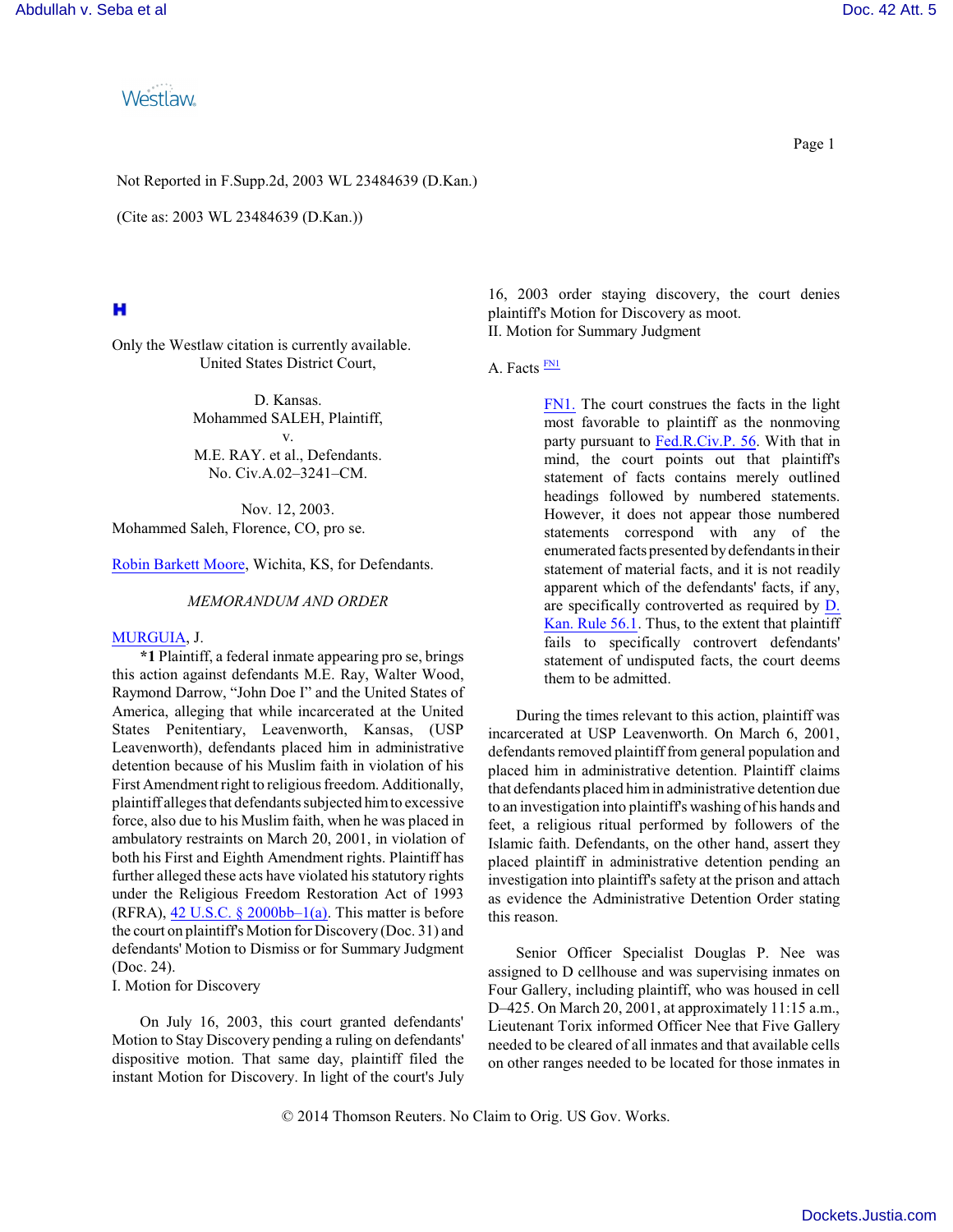Not Reported in F.Supp.2d, 2003 WL 23484639 (D.Kan.)

(Cite as: 2003 WL 23484639 (D.Kan.))

Only the Westlaw citation is currently available.
United States District Court,

D. Kansas.
Mohammed SALEH, Plaintiff,
v.
M.E. RAY. et al., Defendants.
No. Civ.A.02–3241–CM.

Nov. 12, 2003.
Mohammed Saleh, Florence, CO, pro se.

Robin Barkett Moore, Wichita, KS, for Defendants.

*MEMORANDUM AND ORDER*

MURGUIA, J.

**\*1** Plaintiff, a federal inmate appearing pro se, brings this action against defendants M.E. Ray, Walter Wood, Raymond Darrow, "John Doe I" and the United States of America, alleging that while incarcerated at the United States Penitentiary, Leavenworth, Kansas, (USP Leavenworth), defendants placed him in administrative detention because of his Muslim faith in violation of his First Amendment right to religious freedom. Additionally, plaintiff alleges that defendants subjected him to excessive force, also due to his Muslim faith, when he was placed in ambulatory restraints on March 20, 2001, in violation of both his First and Eighth Amendment rights. Plaintiff has further alleged these acts have violated his statutory rights under the Religious Freedom Restoration Act of 1993 (RFRA), 42 U.S.C. § 2000bb–1(a). This matter is before the court on plaintiff's Motion for Discovery (Doc. 31) and defendants' Motion to Dismiss or for Summary Judgment (Doc. 24).

I. Motion for Discovery

On July 16, 2003, this court granted defendants' Motion to Stay Discovery pending a ruling on defendants' dispositive motion. That same day, plaintiff filed the instant Motion for Discovery. In light of the court's July 16, 2003 order staying discovery, the court denies plaintiff's Motion for Discovery as moot.

II. Motion for Summary Judgment

A. Facts [FN1]

> FN1. The court construes the facts in the light most favorable to plaintiff as the nonmoving party pursuant to Fed.R.Civ.P. 56. With that in mind, the court points out that plaintiff's statement of facts contains merely outlined headings followed by numbered statements. However, it does not appear those numbered statements correspond with any of the enumerated facts presented by defendants in their statement of material facts, and it is not readily apparent which of the defendants' facts, if any, are specifically controverted as required by D. Kan. Rule 56.1. Thus, to the extent that plaintiff fails to specifically controvert defendants' statement of undisputed facts, the court deems them to be admitted.

During the times relevant to this action, plaintiff was incarcerated at USP Leavenworth. On March 6, 2001, defendants removed plaintiff from general population and placed him in administrative detention. Plaintiff claims that defendants placed him in administrative detention due to an investigation into plaintiff's washing of his hands and feet, a religious ritual performed by followers of the Islamic faith. Defendants, on the other hand, assert they placed plaintiff in administrative detention pending an investigation into plaintiff's safety at the prison and attach as evidence the Administrative Detention Order stating this reason.

Senior Officer Specialist Douglas P. Nee was assigned to D cellhouse and was supervising inmates on Four Gallery, including plaintiff, who was housed in cell D–425. On March 20, 2001, at approximately 11:15 a.m., Lieutenant Torix informed Officer Nee that Five Gallery needed to be cleared of all inmates and that available cells on other ranges needed to be located for those inmates in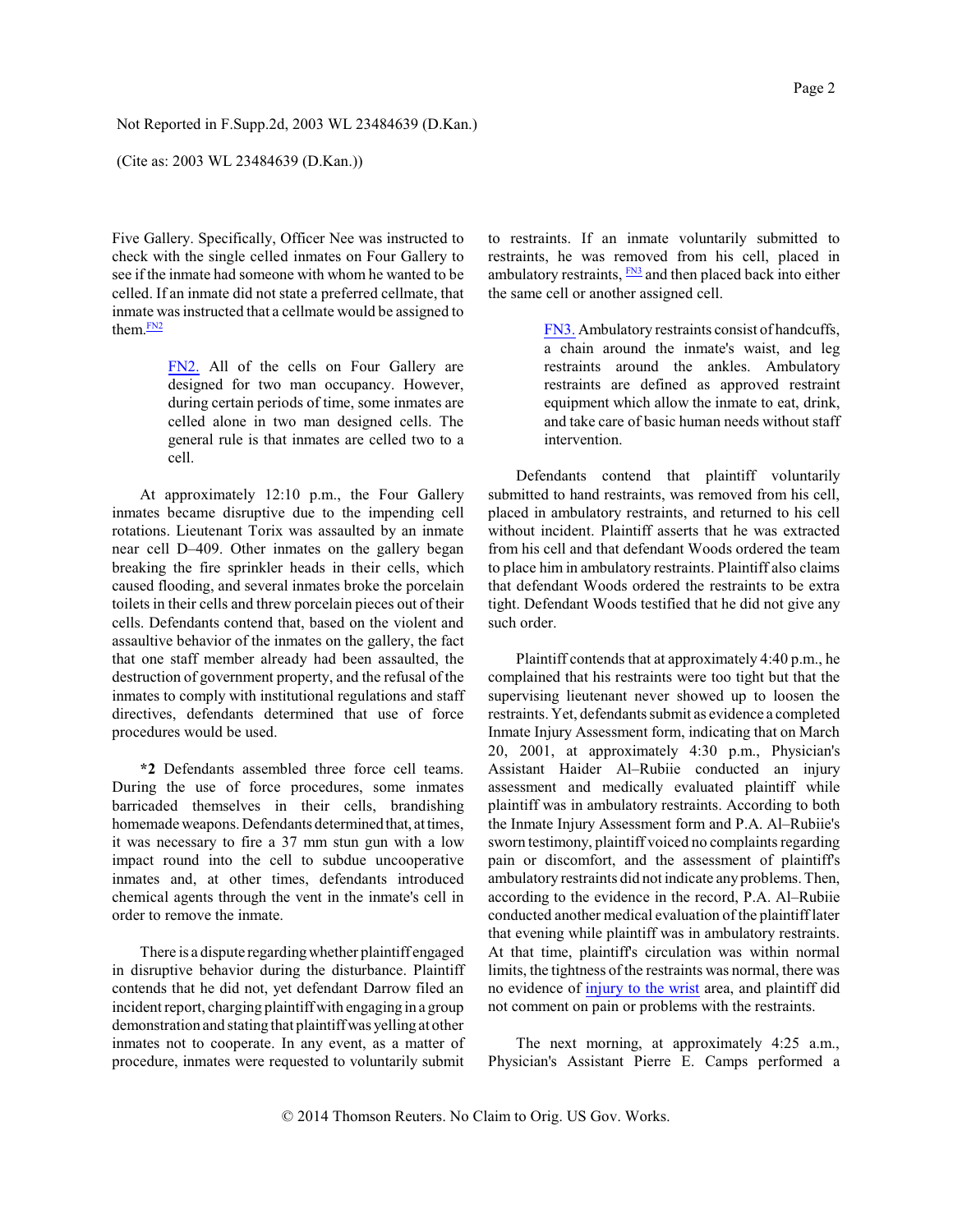Five Gallery. Specifically, Officer Nee was instructed to check with the single celled inmates on Four Gallery to see if the inmate had someone with whom he wanted to be celled. If an inmate did not state a preferred cellmate, that inmate was instructed that a cellmate would be assigned to them.[FN2]

> FN2. All of the cells on Four Gallery are designed for two man occupancy. However, during certain periods of time, some inmates are celled alone in two man designed cells. The general rule is that inmates are celled two to a cell.

At approximately 12:10 p.m., the Four Gallery inmates became disruptive due to the impending cell rotations. Lieutenant Torix was assaulted by an inmate near cell D–409. Other inmates on the gallery began breaking the fire sprinkler heads in their cells, which caused flooding, and several inmates broke the porcelain toilets in their cells and threw porcelain pieces out of their cells. Defendants contend that, based on the violent and assaultive behavior of the inmates on the gallery, the fact that one staff member already had been assaulted, the destruction of government property, and the refusal of the inmates to comply with institutional regulations and staff directives, defendants determined that use of force procedures would be used.

**\*2** Defendants assembled three force cell teams. During the use of force procedures, some inmates barricaded themselves in their cells, brandishing homemade weapons. Defendants determined that, at times, it was necessary to fire a 37 mm stun gun with a low impact round into the cell to subdue uncooperative inmates and, at other times, defendants introduced chemical agents through the vent in the inmate's cell in order to remove the inmate.

There is a dispute regarding whether plaintiff engaged in disruptive behavior during the disturbance. Plaintiff contends that he did not, yet defendant Darrow filed an incident report, charging plaintiff with engaging in a group demonstration and stating that plaintiff was yelling at other inmates not to cooperate. In any event, as a matter of procedure, inmates were requested to voluntarily submit to restraints. If an inmate voluntarily submitted to restraints, he was removed from his cell, placed in ambulatory restraints,[FN3] and then placed back into either the same cell or another assigned cell.

> FN3. Ambulatory restraints consist of handcuffs, a chain around the inmate's waist, and leg restraints around the ankles. Ambulatory restraints are defined as approved restraint equipment which allow the inmate to eat, drink, and take care of basic human needs without staff intervention.

Defendants contend that plaintiff voluntarily submitted to hand restraints, was removed from his cell, placed in ambulatory restraints, and returned to his cell without incident. Plaintiff asserts that he was extracted from his cell and that defendant Woods ordered the team to place him in ambulatory restraints. Plaintiff also claims that defendant Woods ordered the restraints to be extra tight. Defendant Woods testified that he did not give any such order.

Plaintiff contends that at approximately 4:40 p.m., he complained that his restraints were too tight but that the supervising lieutenant never showed up to loosen the restraints. Yet, defendants submit as evidence a completed Inmate Injury Assessment form, indicating that on March 20, 2001, at approximately 4:30 p.m., Physician's Assistant Haider Al–Rubiie conducted an injury assessment and medically evaluated plaintiff while plaintiff was in ambulatory restraints. According to both the Inmate Injury Assessment form and P.A. Al–Rubiie's sworn testimony, plaintiff voiced no complaints regarding pain or discomfort, and the assessment of plaintiff's ambulatory restraints did not indicate any problems. Then, according to the evidence in the record, P.A. Al–Rubiie conducted another medical evaluation of the plaintiff later that evening while plaintiff was in ambulatory restraints. At that time, plaintiff's circulation was within normal limits, the tightness of the restraints was normal, there was no evidence of injury to the wrist area, and plaintiff did not comment on pain or problems with the restraints.

The next morning, at approximately 4:25 a.m., Physician's Assistant Pierre E. Camps performed a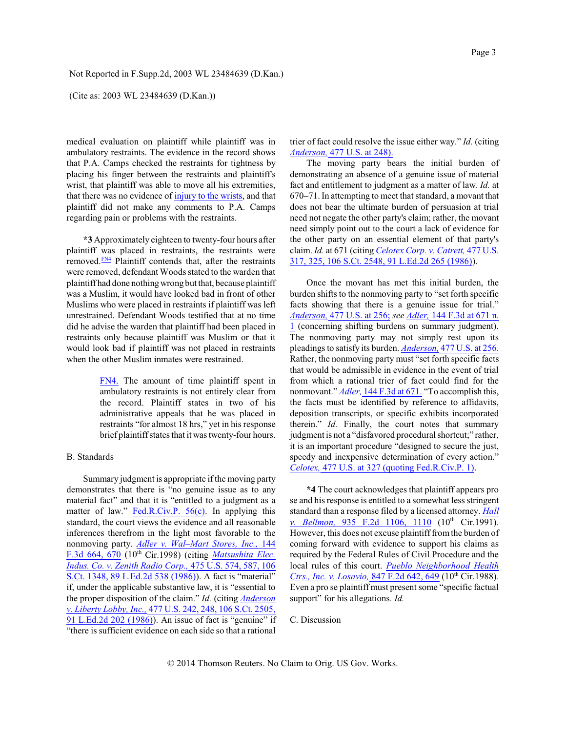medical evaluation on plaintiff while plaintiff was in ambulatory restraints. The evidence in the record shows that P.A. Camps checked the restraints for tightness by placing his finger between the restraints and plaintiff's wrist, that plaintiff was able to move all his extremities, that there was no evidence of injury to the wrists, and that plaintiff did not make any comments to P.A. Camps regarding pain or problems with the restraints.

**\*3** Approximately eighteen to twenty-four hours after plaintiff was placed in restraints, the restraints were removed.[FN4] Plaintiff contends that, after the restraints were removed, defendant Woods stated to the warden that plaintiff had done nothing wrong but that, because plaintiff was a Muslim, it would have looked bad in front of other Muslims who were placed in restraints if plaintiff was left unrestrained. Defendant Woods testified that at no time did he advise the warden that plaintiff had been placed in restraints only because plaintiff was Muslim or that it would look bad if plaintiff was not placed in restraints when the other Muslim inmates were restrained.

> FN4. The amount of time plaintiff spent in ambulatory restraints is not entirely clear from the record. Plaintiff states in two of his administrative appeals that he was placed in restraints "for almost 18 hrs," yet in his response brief plaintiff states that it was twenty-four hours.

B. Standards

Summary judgment is appropriate if the moving party demonstrates that there is "no genuine issue as to any material fact" and that it is "entitled to a judgment as a matter of law." Fed.R.Civ.P. 56(c). In applying this standard, the court views the evidence and all reasonable inferences therefrom in the light most favorable to the nonmoving party. *Adler v. Wal–Mart Stores, Inc.,* 144 F.3d 664, 670 (10th Cir.1998) (citing *Matsushita Elec. Indus. Co. v. Zenith Radio Corp.,* 475 U.S. 574, 587, 106 S.Ct. 1348, 89 L.Ed.2d 538 (1986)). A fact is "material" if, under the applicable substantive law, it is "essential to the proper disposition of the claim." *Id.* (citing *Anderson v. Liberty Lobby, Inc.,* 477 U.S. 242, 248, 106 S.Ct. 2505, 91 L.Ed.2d 202 (1986)). An issue of fact is "genuine" if "there is sufficient evidence on each side so that a rational trier of fact could resolve the issue either way." *Id.* (citing *Anderson,* 477 U.S. at 248).

The moving party bears the initial burden of demonstrating an absence of a genuine issue of material fact and entitlement to judgment as a matter of law. *Id.* at 670–71. In attempting to meet that standard, a movant that does not bear the ultimate burden of persuasion at trial need not negate the other party's claim; rather, the movant need simply point out to the court a lack of evidence for the other party on an essential element of that party's claim. *Id.* at 671 (citing *Celotex Corp. v. Catrett,* 477 U.S. 317, 325, 106 S.Ct. 2548, 91 L.Ed.2d 265 (1986)).

Once the movant has met this initial burden, the burden shifts to the nonmoving party to "set forth specific facts showing that there is a genuine issue for trial." *Anderson,* 477 U.S. at 256; *see Adler,* 144 F.3d at 671 n. 1 (concerning shifting burdens on summary judgment). The nonmoving party may not simply rest upon its pleadings to satisfy its burden. *Anderson,* 477 U.S. at 256. Rather, the nonmoving party must "set forth specific facts that would be admissible in evidence in the event of trial from which a rational trier of fact could find for the nonmovant." *Adler,* 144 F.3d at 671. "To accomplish this, the facts must be identified by reference to affidavits, deposition transcripts, or specific exhibits incorporated therein." *Id.* Finally, the court notes that summary judgment is not a "disfavored procedural shortcut;" rather, it is an important procedure "designed to secure the just, speedy and inexpensive determination of every action." *Celotex,* 477 U.S. at 327 (quoting Fed.R.Civ.P. 1).

**\*4** The court acknowledges that plaintiff appears pro se and his response is entitled to a somewhat less stringent standard than a response filed by a licensed attorney. *Hall v. Bellmon,* 935 F.2d 1106, 1110 (10th Cir.1991). However, this does not excuse plaintiff from the burden of coming forward with evidence to support his claims as required by the Federal Rules of Civil Procedure and the local rules of this court. *Pueblo Neighborhood Health Ctrs., Inc. v. Losavio,* 847 F.2d 642, 649 (10th Cir.1988). Even a pro se plaintiff must present some "specific factual support" for his allegations. *Id.*

C. Discussion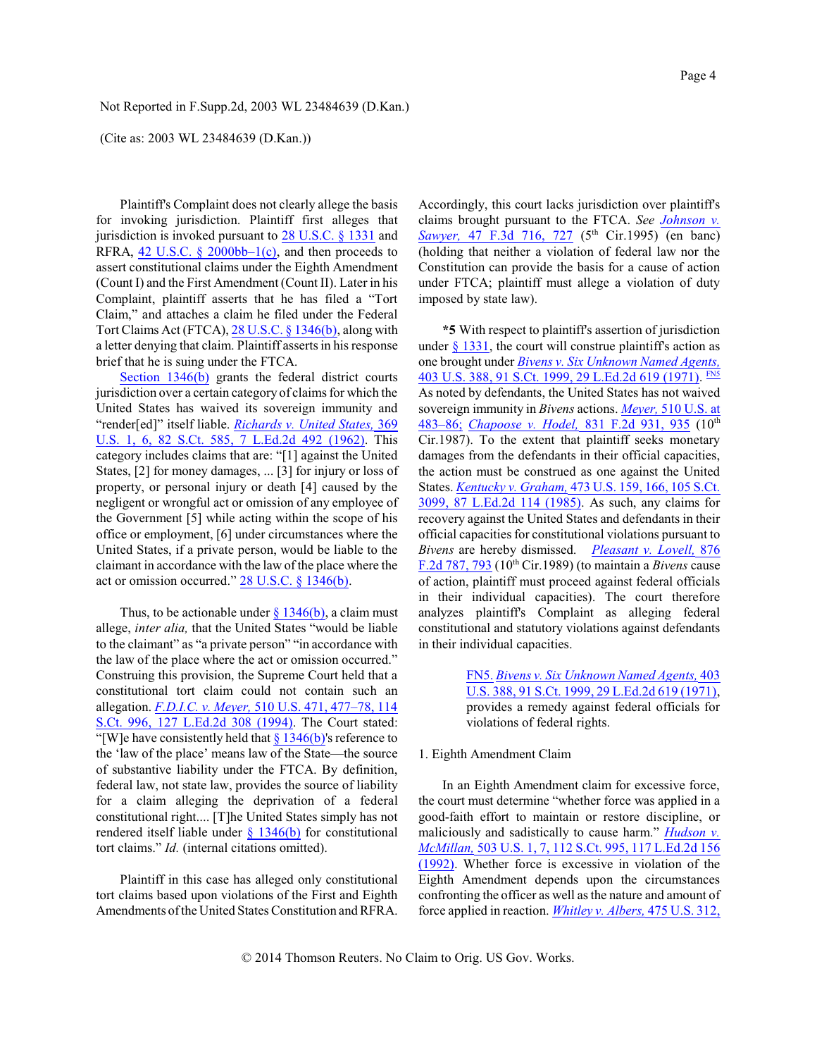Plaintiff's Complaint does not clearly allege the basis for invoking jurisdiction. Plaintiff first alleges that jurisdiction is invoked pursuant to 28 U.S.C. § 1331 and RFRA, 42 U.S.C. § 2000bb–1(c), and then proceeds to assert constitutional claims under the Eighth Amendment (Count I) and the First Amendment (Count II). Later in his Complaint, plaintiff asserts that he has filed a "Tort Claim," and attaches a claim he filed under the Federal Tort Claims Act (FTCA), 28 U.S.C. § 1346(b), along with a letter denying that claim. Plaintiff asserts in his response brief that he is suing under the FTCA.

Section 1346(b) grants the federal district courts jurisdiction over a certain category of claims for which the United States has waived its sovereign immunity and "render[ed]" itself liable. *Richards v. United States,* 369 U.S. 1, 6, 82 S.Ct. 585, 7 L.Ed.2d 492 (1962). This category includes claims that are: "[1] against the United States, [2] for money damages, ... [3] for injury or loss of property, or personal injury or death [4] caused by the negligent or wrongful act or omission of any employee of the Government [5] while acting within the scope of his office or employment, [6] under circumstances where the United States, if a private person, would be liable to the claimant in accordance with the law of the place where the act or omission occurred." 28 U.S.C. § 1346(b).

Thus, to be actionable under § 1346(b), a claim must allege, *inter alia,* that the United States "would be liable to the claimant" as "a private person" "in accordance with the law of the place where the act or omission occurred." Construing this provision, the Supreme Court held that a constitutional tort claim could not contain such an allegation. *F.D.I.C. v. Meyer,* 510 U.S. 471, 477–78, 114 S.Ct. 996, 127 L.Ed.2d 308 (1994). The Court stated: "[W]e have consistently held that § 1346(b)'s reference to the 'law of the place' means law of the State—the source of substantive liability under the FTCA. By definition, federal law, not state law, provides the source of liability for a claim alleging the deprivation of a federal constitutional right.... [T]he United States simply has not rendered itself liable under § 1346(b) for constitutional tort claims." *Id.* (internal citations omitted).

Plaintiff in this case has alleged only constitutional tort claims based upon violations of the First and Eighth Amendments of the United States Constitution and RFRA. Accordingly, this court lacks jurisdiction over plaintiff's claims brought pursuant to the FTCA. *See Johnson v. Sawyer,* 47 F.3d 716, 727 (5th Cir.1995) (en banc) (holding that neither a violation of federal law nor the Constitution can provide the basis for a cause of action under FTCA; plaintiff must allege a violation of duty imposed by state law).

**\*5** With respect to plaintiff's assertion of jurisdiction under § 1331, the court will construe plaintiff's action as one brought under *Bivens v. Six Unknown Named Agents,* 403 U.S. 388, 91 S.Ct. 1999, 29 L.Ed.2d 619 (1971). [FN5] As noted by defendants, the United States has not waived sovereign immunity in *Bivens* actions. *Meyer,* 510 U.S. at 483–86; *Chapoose v. Hodel,* 831 F.2d 931, 935 (10th Cir.1987). To the extent that plaintiff seeks monetary damages from the defendants in their official capacities, the action must be construed as one against the United States. *Kentucky v. Graham,* 473 U.S. 159, 166, 105 S.Ct. 3099, 87 L.Ed.2d 114 (1985). As such, any claims for recovery against the United States and defendants in their official capacities for constitutional violations pursuant to *Bivens* are hereby dismissed. *Pleasant v. Lovell,* 876 F.2d 787, 793 (10th Cir.1989) (to maintain a *Bivens* cause of action, plaintiff must proceed against federal officials in their individual capacities). The court therefore analyzes plaintiff's Complaint as alleging federal constitutional and statutory violations against defendants in their individual capacities.

> FN5. *Bivens v. Six Unknown Named Agents,* 403 U.S. 388, 91 S.Ct. 1999, 29 L.Ed.2d 619 (1971), provides a remedy against federal officials for violations of federal rights.

1. Eighth Amendment Claim

In an Eighth Amendment claim for excessive force, the court must determine "whether force was applied in a good-faith effort to maintain or restore discipline, or maliciously and sadistically to cause harm." *Hudson v. McMillan,* 503 U.S. 1, 7, 112 S.Ct. 995, 117 L.Ed.2d 156 (1992). Whether force is excessive in violation of the Eighth Amendment depends upon the circumstances confronting the officer as well as the nature and amount of force applied in reaction. *Whitley v. Albers,* 475 U.S. 312,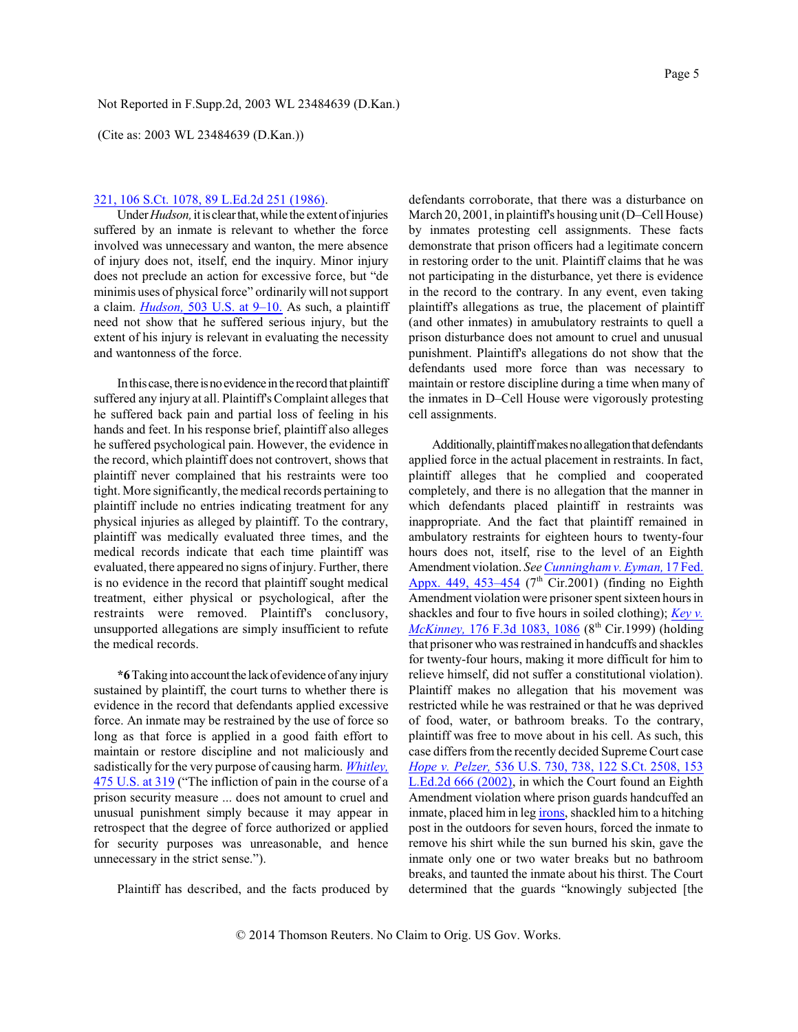321, 106 S.Ct. 1078, 89 L.Ed.2d 251 (1986).

Under *Hudson,* it is clear that, while the extent of injuries suffered by an inmate is relevant to whether the force involved was unnecessary and wanton, the mere absence of injury does not, itself, end the inquiry. Minor injury does not preclude an action for excessive force, but "de minimis uses of physical force" ordinarily will not support a claim. *Hudson,* 503 U.S. at 9–10. As such, a plaintiff need not show that he suffered serious injury, but the extent of his injury is relevant in evaluating the necessity and wantonness of the force.

In this case, there is no evidence in the record that plaintiff suffered any injury at all. Plaintiff's Complaint alleges that he suffered back pain and partial loss of feeling in his hands and feet. In his response brief, plaintiff also alleges he suffered psychological pain. However, the evidence in the record, which plaintiff does not controvert, shows that plaintiff never complained that his restraints were too tight. More significantly, the medical records pertaining to plaintiff include no entries indicating treatment for any physical injuries as alleged by plaintiff. To the contrary, plaintiff was medically evaluated three times, and the medical records indicate that each time plaintiff was evaluated, there appeared no signs of injury. Further, there is no evidence in the record that plaintiff sought medical treatment, either physical or psychological, after the restraints were removed. Plaintiff's conclusory, unsupported allegations are simply insufficient to refute the medical records.

**\*6** Taking into account the lack of evidence of any injury sustained by plaintiff, the court turns to whether there is evidence in the record that defendants applied excessive force. An inmate may be restrained by the use of force so long as that force is applied in a good faith effort to maintain or restore discipline and not maliciously and sadistically for the very purpose of causing harm. *Whitley,* 475 U.S. at 319 ("The infliction of pain in the course of a prison security measure ... does not amount to cruel and unusual punishment simply because it may appear in retrospect that the degree of force authorized or applied for security purposes was unreasonable, and hence unnecessary in the strict sense.").

Plaintiff has described, and the facts produced by defendants corroborate, that there was a disturbance on March 20, 2001, in plaintiff's housing unit (D–Cell House) by inmates protesting cell assignments. These facts demonstrate that prison officers had a legitimate concern in restoring order to the unit. Plaintiff claims that he was not participating in the disturbance, yet there is evidence in the record to the contrary. In any event, even taking plaintiff's allegations as true, the placement of plaintiff (and other inmates) in amubulatory restraints to quell a prison disturbance does not amount to cruel and unusual punishment. Plaintiff's allegations do not show that the defendants used more force than was necessary to maintain or restore discipline during a time when many of the inmates in D–Cell House were vigorously protesting cell assignments.

Additionally, plaintiff makes no allegation that defendants applied force in the actual placement in restraints. In fact, plaintiff alleges that he complied and cooperated completely, and there is no allegation that the manner in which defendants placed plaintiff in restraints was inappropriate. And the fact that plaintiff remained in ambulatory restraints for eighteen hours to twenty-four hours does not, itself, rise to the level of an Eighth Amendment violation. *See Cunningham v. Eyman,* 17 Fed. Appx. 449, 453–454 (7th Cir.2001) (finding no Eighth Amendment violation were prisoner spent sixteen hours in shackles and four to five hours in soiled clothing); *Key v. McKinney,* 176 F.3d 1083, 1086 (8th Cir.1999) (holding that prisoner who was restrained in handcuffs and shackles for twenty-four hours, making it more difficult for him to relieve himself, did not suffer a constitutional violation). Plaintiff makes no allegation that his movement was restricted while he was restrained or that he was deprived of food, water, or bathroom breaks. To the contrary, plaintiff was free to move about in his cell. As such, this case differs from the recently decided Supreme Court case *Hope v. Pelzer,* 536 U.S. 730, 738, 122 S.Ct. 2508, 153 L.Ed.2d 666 (2002), in which the Court found an Eighth Amendment violation where prison guards handcuffed an inmate, placed him in leg irons, shackled him to a hitching post in the outdoors for seven hours, forced the inmate to remove his shirt while the sun burned his skin, gave the inmate only one or two water breaks but no bathroom breaks, and taunted the inmate about his thirst. The Court determined that the guards "knowingly subjected [the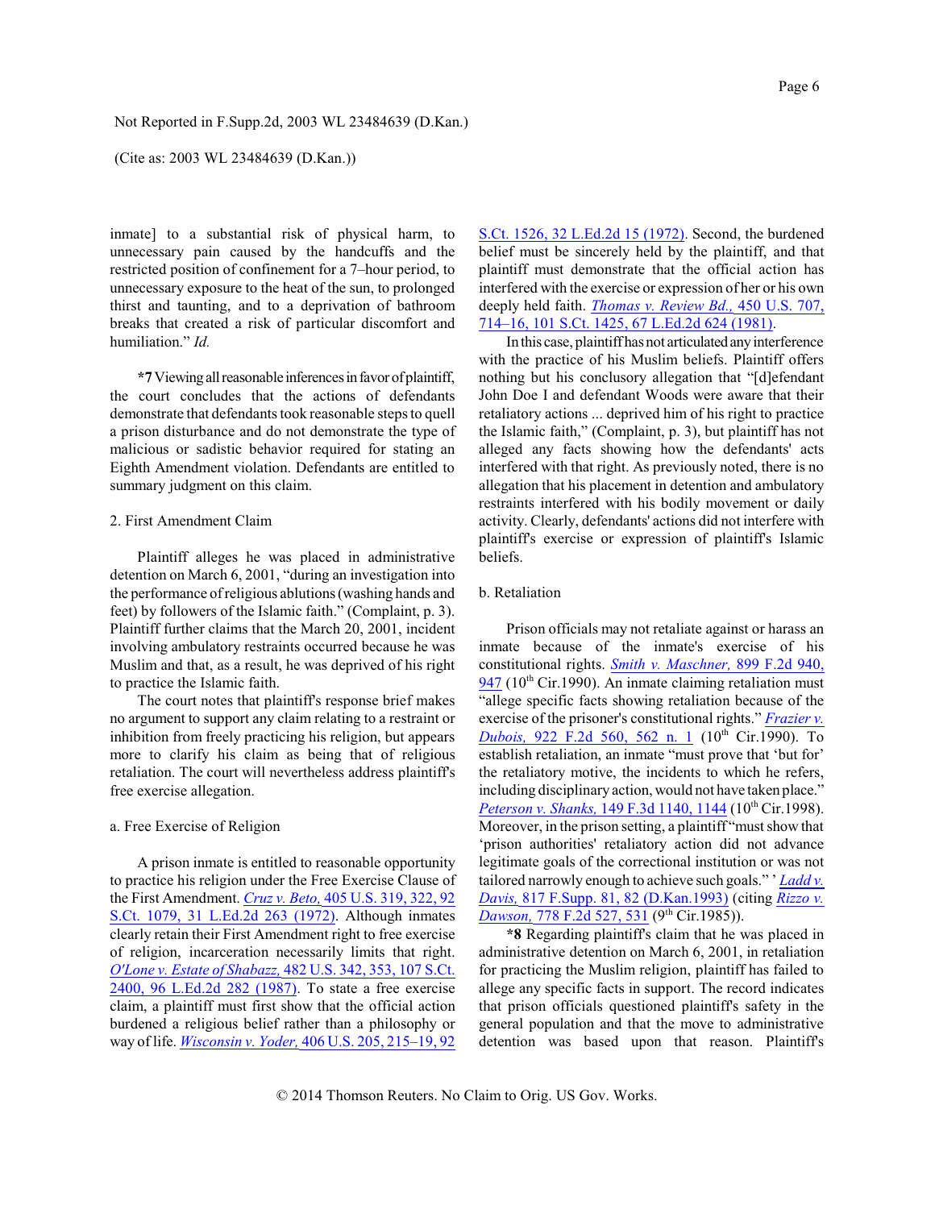inmate] to a substantial risk of physical harm, to unnecessary pain caused by the handcuffs and the restricted position of confinement for a 7–hour period, to unnecessary exposure to the heat of the sun, to prolonged thirst and taunting, and to a deprivation of bathroom breaks that created a risk of particular discomfort and humiliation." *Id.*

**\*7** Viewing all reasonable inferences in favor of plaintiff, the court concludes that the actions of defendants demonstrate that defendants took reasonable steps to quell a prison disturbance and do not demonstrate the type of malicious or sadistic behavior required for stating an Eighth Amendment violation. Defendants are entitled to summary judgment on this claim.

2. First Amendment Claim

Plaintiff alleges he was placed in administrative detention on March 6, 2001, "during an investigation into the performance of religious ablutions (washing hands and feet) by followers of the Islamic faith." (Complaint, p. 3). Plaintiff further claims that the March 20, 2001, incident involving ambulatory restraints occurred because he was Muslim and that, as a result, he was deprived of his right to practice the Islamic faith.

The court notes that plaintiff's response brief makes no argument to support any claim relating to a restraint or inhibition from freely practicing his religion, but appears more to clarify his claim as being that of religious retaliation. The court will nevertheless address plaintiff's free exercise allegation.

a. Free Exercise of Religion

A prison inmate is entitled to reasonable opportunity to practice his religion under the Free Exercise Clause of the First Amendment. *Cruz v. Beto,* 405 U.S. 319, 322, 92 S.Ct. 1079, 31 L.Ed.2d 263 (1972). Although inmates clearly retain their First Amendment right to free exercise of religion, incarceration necessarily limits that right. *O'Lone v. Estate of Shabazz,* 482 U.S. 342, 353, 107 S.Ct. 2400, 96 L.Ed.2d 282 (1987). To state a free exercise claim, a plaintiff must first show that the official action burdened a religious belief rather than a philosophy or way of life. *Wisconsin v. Yoder,* 406 U.S. 205, 215–19, 92 S.Ct. 1526, 32 L.Ed.2d 15 (1972). Second, the burdened belief must be sincerely held by the plaintiff, and that plaintiff must demonstrate that the official action has interfered with the exercise or expression of her or his own deeply held faith. *Thomas v. Review Bd.,* 450 U.S. 707, 714–16, 101 S.Ct. 1425, 67 L.Ed.2d 624 (1981).

In this case, plaintiff has not articulated any interference with the practice of his Muslim beliefs. Plaintiff offers nothing but his conclusory allegation that "[d]efendant John Doe I and defendant Woods were aware that their retaliatory actions ... deprived him of his right to practice the Islamic faith," (Complaint, p. 3), but plaintiff has not alleged any facts showing how the defendants' acts interfered with that right. As previously noted, there is no allegation that his placement in detention and ambulatory restraints interfered with his bodily movement or daily activity. Clearly, defendants' actions did not interfere with plaintiff's exercise or expression of plaintiff's Islamic beliefs.

b. Retaliation

Prison officials may not retaliate against or harass an inmate because of the inmate's exercise of his constitutional rights. *Smith v. Maschner,* 899 F.2d 940, 947 (10th Cir.1990). An inmate claiming retaliation must "allege specific facts showing retaliation because of the exercise of the prisoner's constitutional rights." *Frazier v. Dubois,* 922 F.2d 560, 562 n. 1 (10th Cir.1990). To establish retaliation, an inmate "must prove that 'but for' the retaliatory motive, the incidents to which he refers, including disciplinary action, would not have taken place." *Peterson v. Shanks,* 149 F.3d 1140, 1144 (10th Cir.1998). Moreover, in the prison setting, a plaintiff "must show that 'prison authorities' retaliatory action did not advance legitimate goals of the correctional institution or was not tailored narrowly enough to achieve such goals." ' *Ladd v. Davis,* 817 F.Supp. 81, 82 (D.Kan.1993) (citing *Rizzo v. Dawson,* 778 F.2d 527, 531 (9th Cir.1985)).

**\*8** Regarding plaintiff's claim that he was placed in administrative detention on March 6, 2001, in retaliation for practicing the Muslim religion, plaintiff has failed to allege any specific facts in support. The record indicates that prison officials questioned plaintiff's safety in the general population and that the move to administrative detention was based upon that reason. Plaintiff's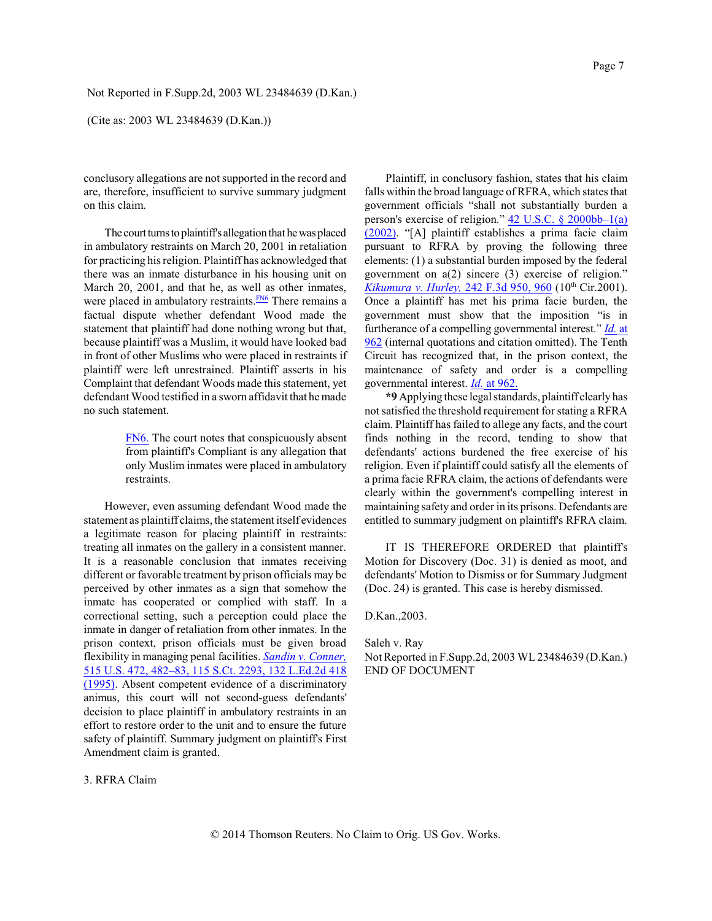conclusory allegations are not supported in the record and are, therefore, insufficient to survive summary judgment on this claim.

The court turns to plaintiff's allegation that he was placed in ambulatory restraints on March 20, 2001 in retaliation for practicing his religion. Plaintiff has acknowledged that there was an inmate disturbance in his housing unit on March 20, 2001, and that he, as well as other inmates, were placed in ambulatory restraints.[FN6] There remains a factual dispute whether defendant Wood made the statement that plaintiff had done nothing wrong but that, because plaintiff was a Muslim, it would have looked bad in front of other Muslims who were placed in restraints if plaintiff were left unrestrained. Plaintiff asserts in his Complaint that defendant Woods made this statement, yet defendant Wood testified in a sworn affidavit that he made no such statement.

> FN6. The court notes that conspicuously absent from plaintiff's Compliant is any allegation that only Muslim inmates were placed in ambulatory restraints.

However, even assuming defendant Wood made the statement as plaintiff claims, the statement itself evidences a legitimate reason for placing plaintiff in restraints: treating all inmates on the gallery in a consistent manner. It is a reasonable conclusion that inmates receiving different or favorable treatment by prison officials may be perceived by other inmates as a sign that somehow the inmate has cooperated or complied with staff. In a correctional setting, such a perception could place the inmate in danger of retaliation from other inmates. In the prison context, prison officials must be given broad flexibility in managing penal facilities. *Sandin v. Conner,* 515 U.S. 472, 482–83, 115 S.Ct. 2293, 132 L.Ed.2d 418 (1995). Absent competent evidence of a discriminatory animus, this court will not second-guess defendants' decision to place plaintiff in ambulatory restraints in an effort to restore order to the unit and to ensure the future safety of plaintiff. Summary judgment on plaintiff's First Amendment claim is granted.

3. RFRA Claim

Plaintiff, in conclusory fashion, states that his claim falls within the broad language of RFRA, which states that government officials "shall not substantially burden a person's exercise of religion." 42 U.S.C. § 2000bb–1(a) (2002). "[A] plaintiff establishes a prima facie claim pursuant to RFRA by proving the following three elements: (1) a substantial burden imposed by the federal government on a(2) sincere (3) exercise of religion." *Kikumura v. Hurley,* 242 F.3d 950, 960 (10th Cir.2001). Once a plaintiff has met his prima facie burden, the government must show that the imposition "is in furtherance of a compelling governmental interest." *Id.* at 962 (internal quotations and citation omitted). The Tenth Circuit has recognized that, in the prison context, the maintenance of safety and order is a compelling governmental interest. *Id.* at 962.

**\*9** Applying these legal standards, plaintiff clearly has not satisfied the threshold requirement for stating a RFRA claim. Plaintiff has failed to allege any facts, and the court finds nothing in the record, tending to show that defendants' actions burdened the free exercise of his religion. Even if plaintiff could satisfy all the elements of a prima facie RFRA claim, the actions of defendants were clearly within the government's compelling interest in maintaining safety and order in its prisons. Defendants are entitled to summary judgment on plaintiff's RFRA claim.

IT IS THEREFORE ORDERED that plaintiff's Motion for Discovery (Doc. 31) is denied as moot, and defendants' Motion to Dismiss or for Summary Judgment (Doc. 24) is granted. This case is hereby dismissed.

D.Kan.,2003.

Saleh v. Ray
Not Reported in F.Supp.2d, 2003 WL 23484639 (D.Kan.)
END OF DOCUMENT